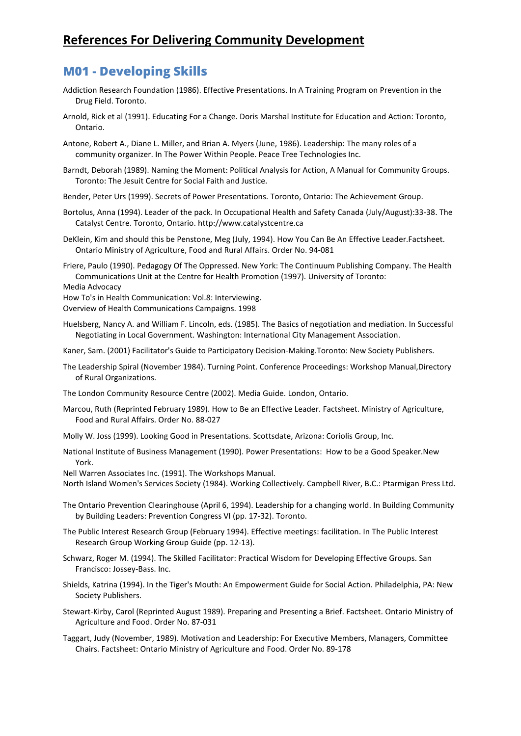# References For Delivering Community Development

## M01 - Developing Skills

Addiction Research Foundation (1986). Effective Presentations. In A Training Program on Prevention in the Drug Field. Toronto.

Arnold, Rick et al (1991). Educating For a Change. Doris Marshal Institute for Education and Action: Toronto, Ontario.

Antone, Robert A., Diane L. Miller, and Brian A. Myers (June, 1986). Leadership: The many roles of a community organizer. In The Power Within People. Peace Tree Technologies Inc.

Barndt, Deborah (1989). Naming the Moment: Political Analysis for Action, A Manual for Community Groups. Toronto: The Jesuit Centre for Social Faith and Justice.

Bender, Peter Urs (1999). Secrets of Power Presentations. Toronto, Ontario: The Achievement Group.

Bortolus, Anna (1994). Leader of the pack. In Occupational Health and Safety Canada (July/August):33-38. The Catalyst Centre. Toronto, Ontario. http://www.catalystcentre.ca

DeKlein, Kim and should this be Penstone, Meg (July, 1994). How You Can Be An Effective Leader.Factsheet. Ontario Ministry of Agriculture, Food and Rural Affairs. Order No. 94-081

Friere, Paulo (1990). Pedagogy Of The Oppressed. New York: The Continuum Publishing Company. The Health Communications Unit at the Centre for Health Promotion (1997). University of Toronto:

Media Advocacy

How To's in Health Communication: Vol.8: Interviewing.

Overview of Health Communications Campaigns. 1998

Huelsberg, Nancy A. and William F. Lincoln, eds. (1985). The Basics of negotiation and mediation. In Successful Negotiating in Local Government. Washington: International City Management Association.

Kaner, Sam. (2001) Facilitator's Guide to Participatory Decision-Making.Toronto: New Society Publishers.

The Leadership Spiral (November 1984). Turning Point. Conference Proceedings: Workshop Manual,Directory of Rural Organizations.

The London Community Resource Centre (2002). Media Guide. London, Ontario.

Marcou, Ruth (Reprinted February 1989). How to Be an Effective Leader. Factsheet. Ministry of Agriculture, Food and Rural Affairs. Order No. 88-027

Molly W. Joss (1999). Looking Good in Presentations. Scottsdate, Arizona: Coriolis Group, Inc.

National Institute of Business Management (1990). Power Presentations: How to be a Good Speaker.New York.

Nell Warren Associates Inc. (1991). The Workshops Manual.

North Island Women's Services Society (1984). Working Collectively. Campbell River, B.C.: Ptarmigan Press Ltd.

The Ontario Prevention Clearinghouse (April 6, 1994). Leadership for a changing world. In Building Community by Building Leaders: Prevention Congress VI (pp. 17-32). Toronto.

The Public Interest Research Group (February 1994). Effective meetings: facilitation. In The Public Interest Research Group Working Group Guide (pp. 12-13).

Schwarz, Roger M. (1994). The Skilled Facilitator: Practical Wisdom for Developing Effective Groups. San Francisco: Jossey-Bass. Inc.

Shields, Katrina (1994). In the Tiger's Mouth: An Empowerment Guide for Social Action. Philadelphia, PA: New Society Publishers.

Stewart-Kirby, Carol (Reprinted August 1989). Preparing and Presenting a Brief. Factsheet. Ontario Ministry of Agriculture and Food. Order No. 87-031

Taggart, Judy (November, 1989). Motivation and Leadership: For Executive Members, Managers, Committee Chairs. Factsheet: Ontario Ministry of Agriculture and Food. Order No. 89-178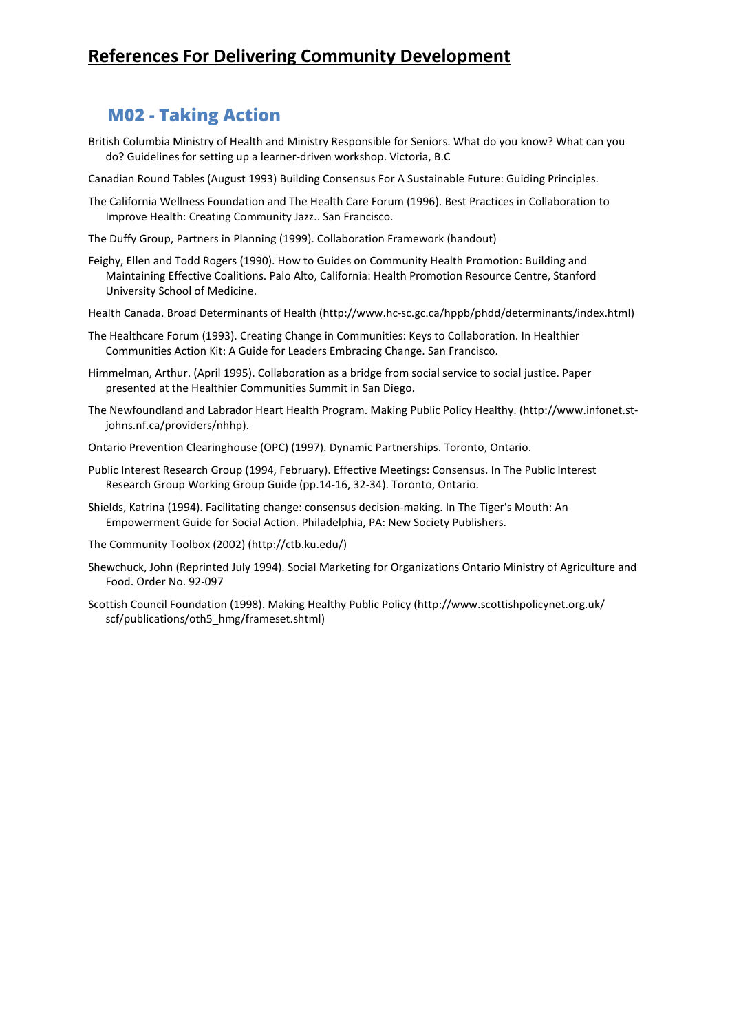# References For Delivering Community Development

## M02 - Taking Action

British Columbia Ministry of Health and Ministry Responsible for Seniors. What do you know? What can you do? Guidelines for setting up a learner-driven workshop. Victoria, B.C

Canadian Round Tables (August 1993) Building Consensus For A Sustainable Future: Guiding Principles.

The California Wellness Foundation and The Health Care Forum (1996). Best Practices in Collaboration to Improve Health: Creating Community Jazz.. San Francisco.

The Duffy Group, Partners in Planning (1999). Collaboration Framework (handout)

Feighy, Ellen and Todd Rogers (1990). How to Guides on Community Health Promotion: Building and Maintaining Effective Coalitions. Palo Alto, California: Health Promotion Resource Centre, Stanford University School of Medicine.

Health Canada. Broad Determinants of Health (http://www.hc-sc.gc.ca/hppb/phdd/determinants/index.html)

The Healthcare Forum (1993). Creating Change in Communities: Keys to Collaboration. In Healthier Communities Action Kit: A Guide for Leaders Embracing Change. San Francisco.

Himmelman, Arthur. (April 1995). Collaboration as a bridge from social service to social justice. Paper presented at the Healthier Communities Summit in San Diego.

The Newfoundland and Labrador Heart Health Program. Making Public Policy Healthy. (http://www.infonet.st-johns.nf.ca/providers/nhhp).

Ontario Prevention Clearinghouse (OPC) (1997). Dynamic Partnerships. Toronto, Ontario.

Public Interest Research Group (1994, February). Effective Meetings: Consensus. In The Public Interest Research Group Working Group Guide (pp.14-16, 32-34). Toronto, Ontario.

Shields, Katrina (1994). Facilitating change: consensus decision-making. In The Tiger's Mouth: An Empowerment Guide for Social Action. Philadelphia, PA: New Society Publishers.

The Community Toolbox (2002) (http://ctb.ku.edu/)

Shewchuck, John (Reprinted July 1994). Social Marketing for Organizations Ontario Ministry of Agriculture and Food. Order No. 92-097

Scottish Council Foundation (1998). Making Healthy Public Policy (http://www.scottishpolicynet.org.uk/scf/publications/oth5_hmg/frameset.shtml)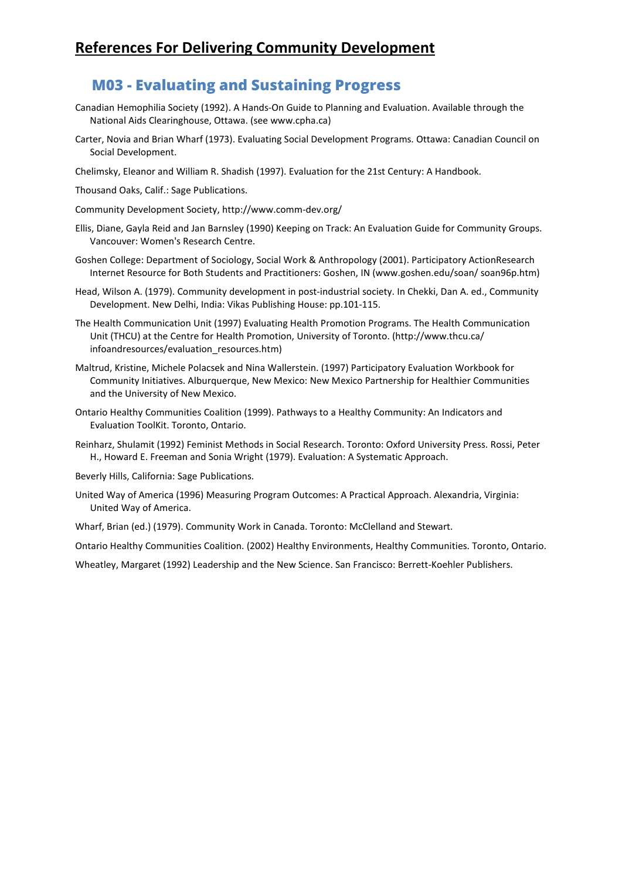# References For Delivering Community Development

## M03 - Evaluating and Sustaining Progress

Canadian Hemophilia Society (1992). A Hands-On Guide to Planning and Evaluation. Available through the National Aids Clearinghouse, Ottawa. (see www.cpha.ca)

Carter, Novia and Brian Wharf (1973). Evaluating Social Development Programs. Ottawa: Canadian Council on Social Development.

Chelimsky, Eleanor and William R. Shadish (1997). Evaluation for the 21st Century: A Handbook.

Thousand Oaks, Calif.: Sage Publications.

Community Development Society, http://www.comm-dev.org/

Ellis, Diane, Gayla Reid and Jan Barnsley (1990) Keeping on Track: An Evaluation Guide for Community Groups. Vancouver: Women's Research Centre.

Goshen College: Department of Sociology, Social Work & Anthropology (2001). Participatory ActionResearch Internet Resource for Both Students and Practitioners: Goshen, IN (www.goshen.edu/soan/ soan96p.htm)

Head, Wilson A. (1979). Community development in post-industrial society. In Chekki, Dan A. ed., Community Development. New Delhi, India: Vikas Publishing House: pp.101-115.

The Health Communication Unit (1997) Evaluating Health Promotion Programs. The Health Communication Unit (THCU) at the Centre for Health Promotion, University of Toronto. (http://www.thcu.ca/ infoandresources/evaluation_resources.htm)

Maltrud, Kristine, Michele Polacsek and Nina Wallerstein. (1997) Participatory Evaluation Workbook for Community Initiatives. Alburquerque, New Mexico: New Mexico Partnership for Healthier Communities and the University of New Mexico.

Ontario Healthy Communities Coalition (1999). Pathways to a Healthy Community: An Indicators and Evaluation ToolKit. Toronto, Ontario.

Reinharz, Shulamit (1992) Feminist Methods in Social Research. Toronto: Oxford University Press. Rossi, Peter H., Howard E. Freeman and Sonia Wright (1979). Evaluation: A Systematic Approach.

Beverly Hills, California: Sage Publications.

United Way of America (1996) Measuring Program Outcomes: A Practical Approach. Alexandria, Virginia: United Way of America.

Wharf, Brian (ed.) (1979). Community Work in Canada. Toronto: McClelland and Stewart.

Ontario Healthy Communities Coalition. (2002) Healthy Environments, Healthy Communities. Toronto, Ontario.

Wheatley, Margaret (1992) Leadership and the New Science. San Francisco: Berrett-Koehler Publishers.